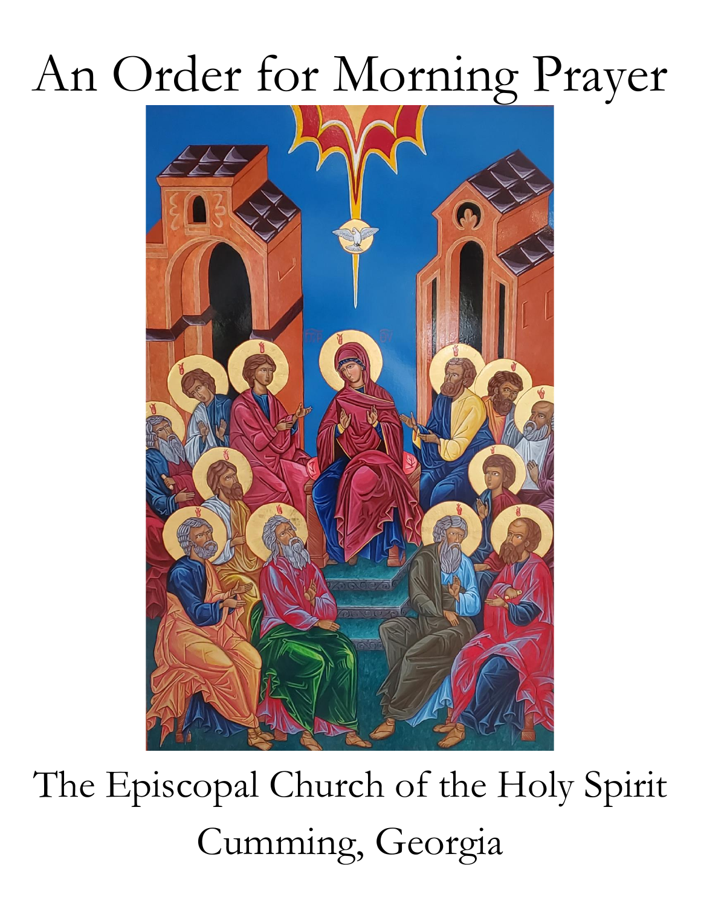# An Order for Morning Prayer

The Episcopal Church of the Holy Spirit

Cumming, Georgia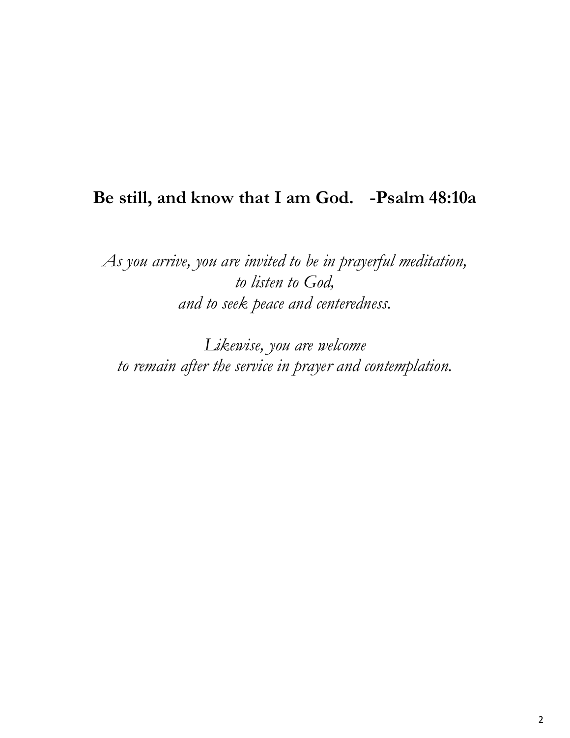**Be still, and know that I am God. -Psalm 48:10a**

*As you arrive, you are invited to be in prayerful meditation,*
*to listen to God,*
*and to seek peace and centeredness.*

*Likewise, you are welcome*
*to remain after the service in prayer and contemplation.*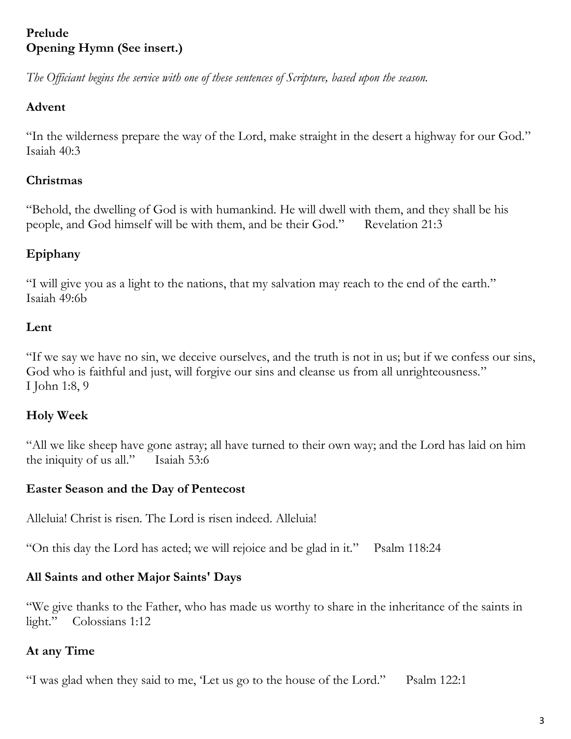**Prelude**
**Opening Hymn (See insert.)**

*The Officiant begins the service with one of these sentences of Scripture, based upon the season.*

### Advent

"In the wilderness prepare the way of the Lord, make straight in the desert a highway for our God."
Isaiah 40:3

### Christmas

"Behold, the dwelling of God is with humankind. He will dwell with them, and they shall be his people, and God himself will be with them, and be their God." Revelation 21:3

### Epiphany

"I will give you as a light to the nations, that my salvation may reach to the end of the earth."
Isaiah 49:6b

### Lent

"If we say we have no sin, we deceive ourselves, and the truth is not in us; but if we confess our sins, God who is faithful and just, will forgive our sins and cleanse us from all unrighteousness."
I John 1:8, 9

### Holy Week

"All we like sheep have gone astray; all have turned to their own way; and the Lord has laid on him the iniquity of us all." Isaiah 53:6

### Easter Season and the Day of Pentecost

Alleluia! Christ is risen. The Lord is risen indeed. Alleluia!

"On this day the Lord has acted; we will rejoice and be glad in it." Psalm 118:24

### All Saints and other Major Saints' Days

"We give thanks to the Father, who has made us worthy to share in the inheritance of the saints in light." Colossians 1:12

### At any Time

"I was glad when they said to me, 'Let us go to the house of the Lord." Psalm 122:1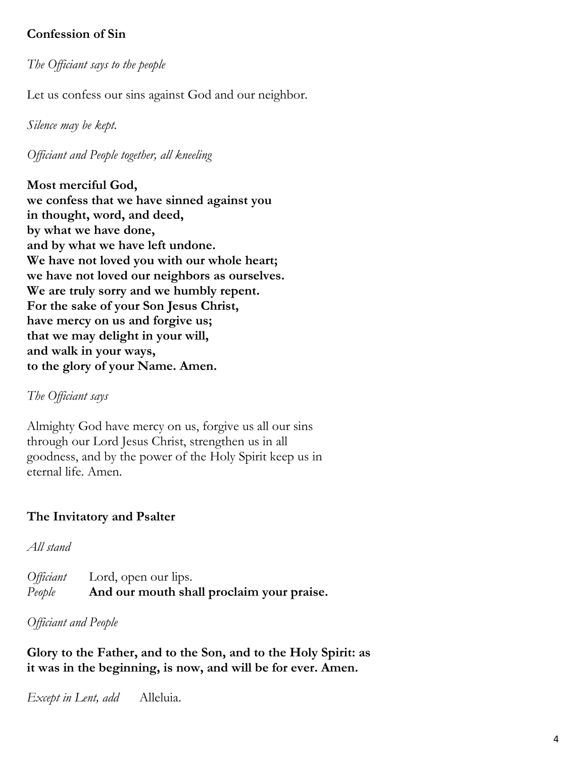**Confession of Sin**

*The Officiant says to the people*

Let us confess our sins against God and our neighbor.

*Silence may be kept.*

*Officiant and People together, all kneeling*

**Most merciful God,**
**we confess that we have sinned against you**
**in thought, word, and deed,**
**by what we have done,**
**and by what we have left undone.**
**We have not loved you with our whole heart;**
**we have not loved our neighbors as ourselves.**
**We are truly sorry and we humbly repent.**
**For the sake of your Son Jesus Christ,**
**have mercy on us and forgive us;**
**that we may delight in your will,**
**and walk in your ways,**
**to the glory of your Name. Amen.**

*The Officiant says*

Almighty God have mercy on us, forgive us all our sins through our Lord Jesus Christ, strengthen us in all goodness, and by the power of the Holy Spirit keep us in eternal life. Amen.

**The Invitatory and Psalter**

*All stand*

*Officiant* Lord, open our lips.
*People* **And our mouth shall proclaim your praise.**

*Officiant and People*

**Glory to the Father, and to the Son, and to the Holy Spirit: as it was in the beginning, is now, and will be for ever. Amen.**

*Except in Lent, add* Alleluia.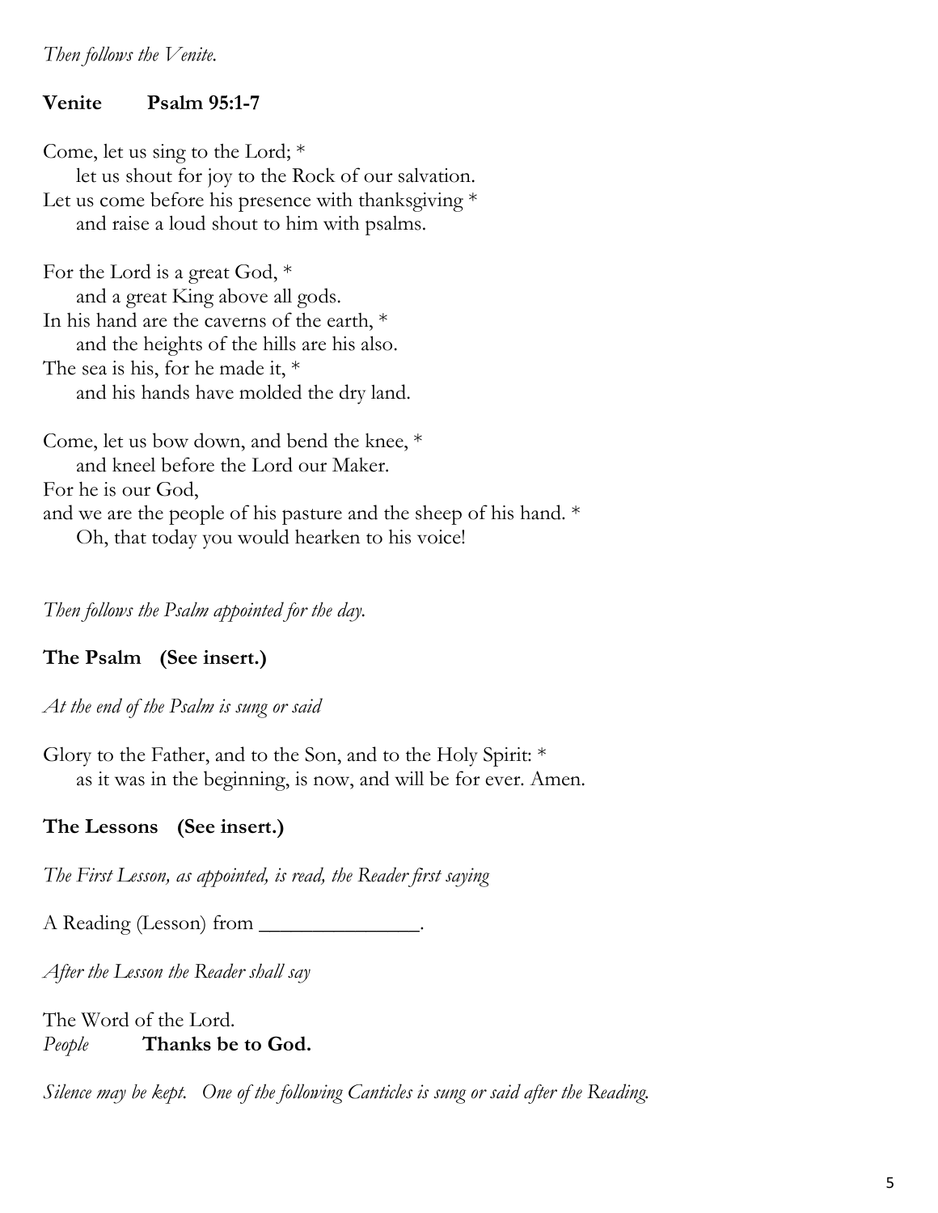*Then follows the Venite.*

**Venite  Psalm 95:1-7**

Come, let us sing to the Lord; *
  let us shout for joy to the Rock of our salvation.
Let us come before his presence with thanksgiving *
  and raise a loud shout to him with psalms.

For the Lord is a great God, *
  and a great King above all gods.
In his hand are the caverns of the earth, *
  and the heights of the hills are his also.
The sea is his, for he made it, *
  and his hands have molded the dry land.

Come, let us bow down, and bend the knee, *
  and kneel before the Lord our Maker.
For he is our God,
and we are the people of his pasture and the sheep of his hand. *
  Oh, that today you would hearken to his voice!

*Then follows the Psalm appointed for the day.*

**The Psalm  (See insert.)**

*At the end of the Psalm is sung or said*

Glory to the Father, and to the Son, and to the Holy Spirit: *
  as it was in the beginning, is now, and will be for ever. Amen.

**The Lessons  (See insert.)**

*The First Lesson, as appointed, is read, the Reader first saying*

A Reading (Lesson) from _______________.

*After the Lesson the Reader shall say*

The Word of the Lord.
*People*  **Thanks be to God.**

*Silence may be kept. One of the following Canticles is sung or said after the Reading.*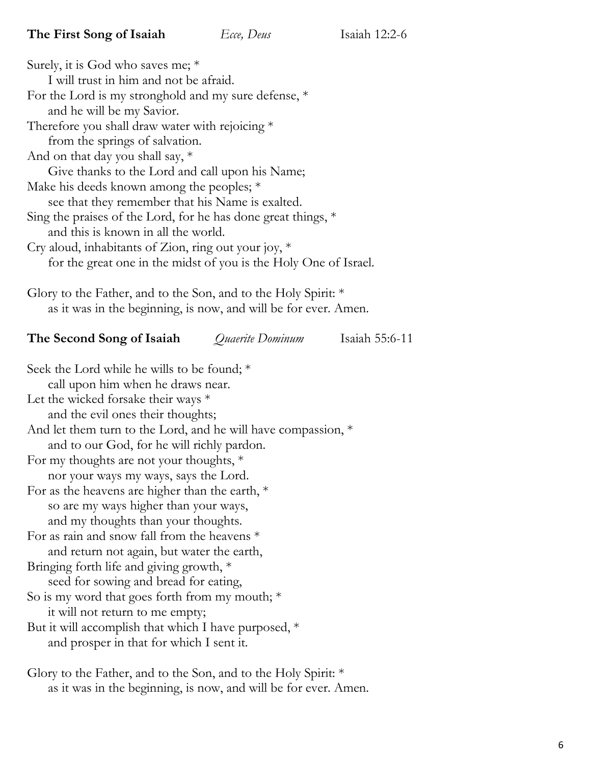**The First Song of Isaiah** *Ecce, Deus* Isaiah 12:2-6

Surely, it is God who saves me; *
  I will trust in him and not be afraid.
For the Lord is my stronghold and my sure defense, *
  and he will be my Savior.
Therefore you shall draw water with rejoicing *
  from the springs of salvation.
And on that day you shall say, *
  Give thanks to the Lord and call upon his Name;
Make his deeds known among the peoples; *
  see that they remember that his Name is exalted.
Sing the praises of the Lord, for he has done great things, *
  and this is known in all the world.
Cry aloud, inhabitants of Zion, ring out your joy, *
  for the great one in the midst of you is the Holy One of Israel.

Glory to the Father, and to the Son, and to the Holy Spirit: *
  as it was in the beginning, is now, and will be for ever. Amen.

**The Second Song of Isaiah** *Quaerite Dominum* Isaiah 55:6-11

Seek the Lord while he wills to be found; *
  call upon him when he draws near.
Let the wicked forsake their ways *
  and the evil ones their thoughts;
And let them turn to the Lord, and he will have compassion, *
  and to our God, for he will richly pardon.
For my thoughts are not your thoughts, *
  nor your ways my ways, says the Lord.
For as the heavens are higher than the earth, *
  so are my ways higher than your ways,
  and my thoughts than your thoughts.
For as rain and snow fall from the heavens *
  and return not again, but water the earth,
Bringing forth life and giving growth, *
  seed for sowing and bread for eating,
So is my word that goes forth from my mouth; *
  it will not return to me empty;
But it will accomplish that which I have purposed, *
  and prosper in that for which I sent it.

Glory to the Father, and to the Son, and to the Holy Spirit: *
  as it was in the beginning, is now, and will be for ever. Amen.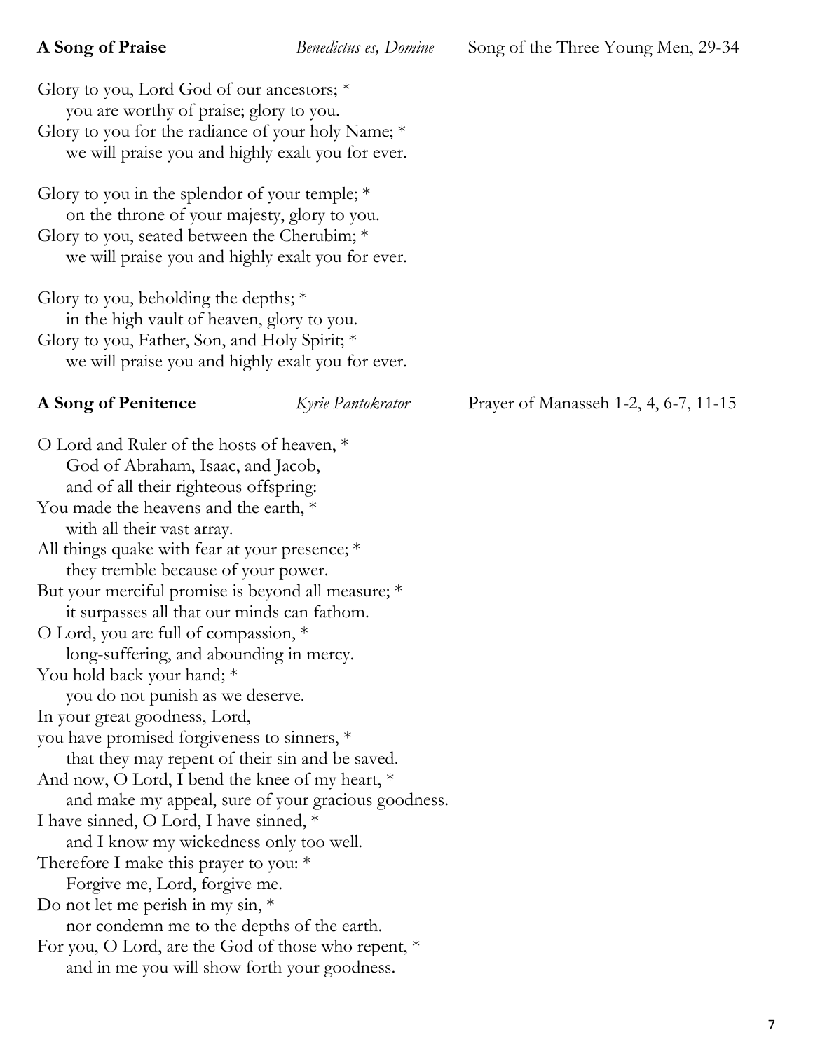**A Song of Praise** *Benedictus es, Domine* Song of the Three Young Men, 29-34

Glory to you, Lord God of our ancestors; *
you are worthy of praise; glory to you.
Glory to you for the radiance of your holy Name; *
we will praise you and highly exalt you for ever.

Glory to you in the splendor of your temple; *
on the throne of your majesty, glory to you.
Glory to you, seated between the Cherubim; *
we will praise you and highly exalt you for ever.

Glory to you, beholding the depths; *
in the high vault of heaven, glory to you.
Glory to you, Father, Son, and Holy Spirit; *
we will praise you and highly exalt you for ever.

**A Song of Penitence** *Kyrie Pantokrator* Prayer of Manasseh 1-2, 4, 6-7, 11-15

O Lord and Ruler of the hosts of heaven, *
God of Abraham, Isaac, and Jacob,
and of all their righteous offspring:
You made the heavens and the earth, *
with all their vast array.
All things quake with fear at your presence; *
they tremble because of your power.
But your merciful promise is beyond all measure; *
it surpasses all that our minds can fathom.
O Lord, you are full of compassion, *
long-suffering, and abounding in mercy.
You hold back your hand; *
you do not punish as we deserve.
In your great goodness, Lord,
you have promised forgiveness to sinners, *
that they may repent of their sin and be saved.
And now, O Lord, I bend the knee of my heart, *
and make my appeal, sure of your gracious goodness.
I have sinned, O Lord, I have sinned, *
and I know my wickedness only too well.
Therefore I make this prayer to you: *
Forgive me, Lord, forgive me.
Do not let me perish in my sin, *
nor condemn me to the depths of the earth.
For you, O Lord, are the God of those who repent, *
and in me you will show forth your goodness.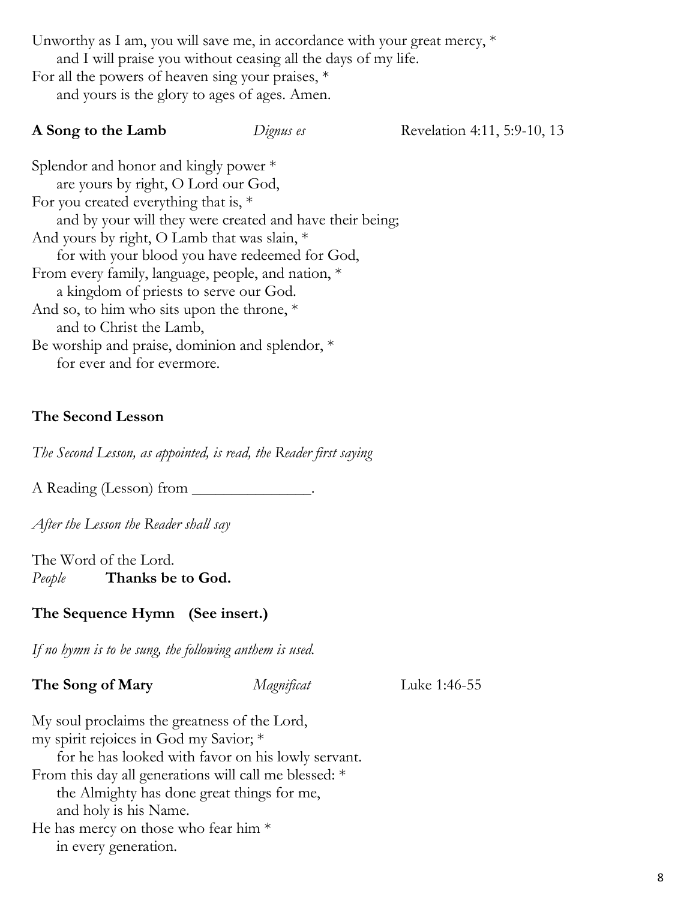Unworthy as I am, you will save me, in accordance with your great mercy, *
   and I will praise you without ceasing all the days of my life.
For all the powers of heaven sing your praises, *
   and yours is the glory to ages of ages. Amen.

**A Song to the Lamb** *Dignus es* Revelation 4:11, 5:9-10, 13

Splendor and honor and kingly power *
   are yours by right, O Lord our God,
For you created everything that is, *
   and by your will they were created and have their being;
And yours by right, O Lamb that was slain, *
   for with your blood you have redeemed for God,
From every family, language, people, and nation, *
   a kingdom of priests to serve our God.
And so, to him who sits upon the throne, *
   and to Christ the Lamb,
Be worship and praise, dominion and splendor, *
   for ever and for evermore.

**The Second Lesson**

*The Second Lesson, as appointed, is read, the Reader first saying*

A Reading (Lesson) from _______________.

*After the Lesson the Reader shall say*

The Word of the Lord.
*People* **Thanks be to God.**

**The Sequence Hymn (See insert.)**

*If no hymn is to be sung, the following anthem is used.*

**The Song of Mary** *Magnificat* Luke 1:46-55

My soul proclaims the greatness of the Lord,
my spirit rejoices in God my Savior; *
   for he has looked with favor on his lowly servant.
From this day all generations will call me blessed: *
   the Almighty has done great things for me,
   and holy is his Name.
He has mercy on those who fear him *
   in every generation.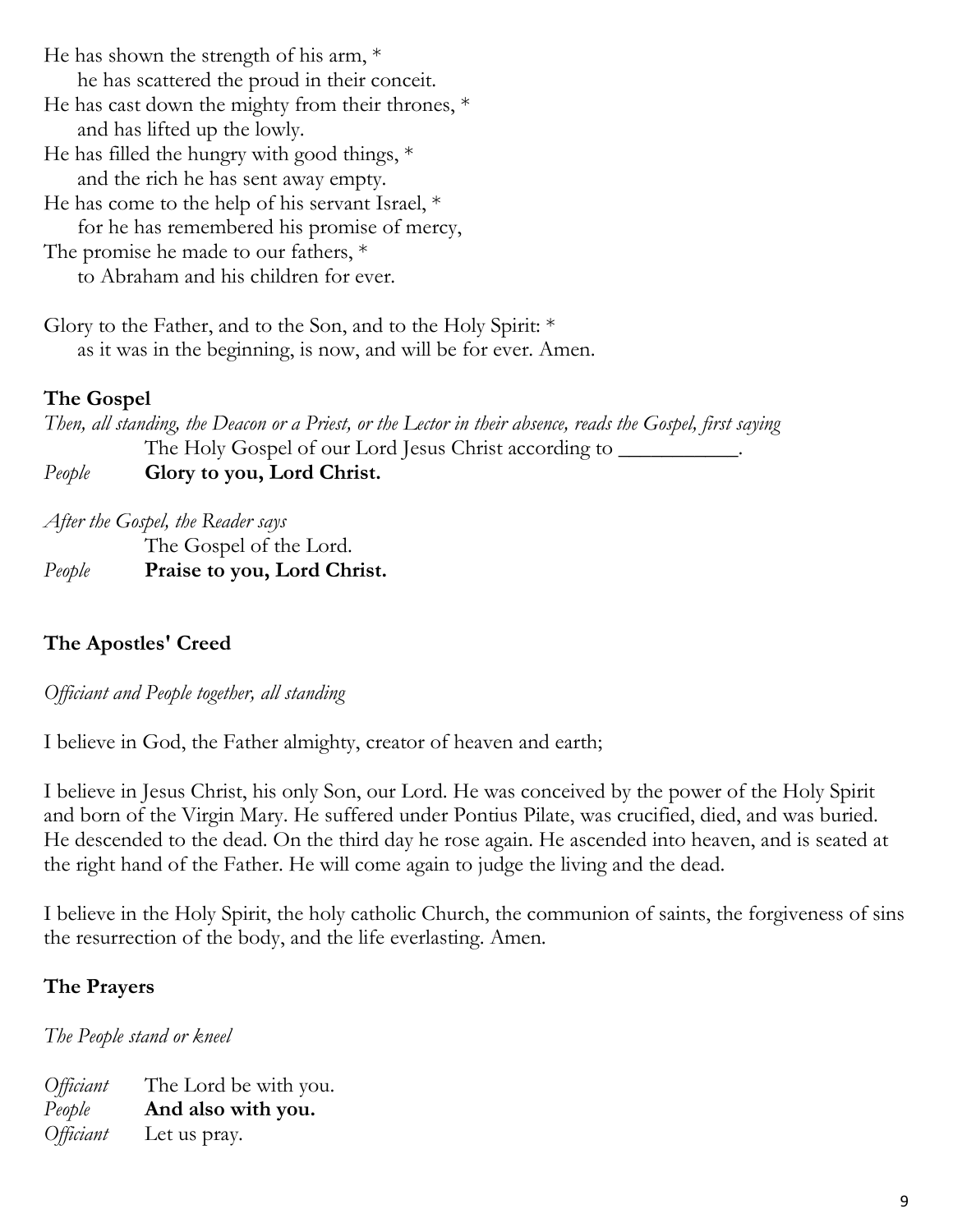He has shown the strength of his arm, *
    he has scattered the proud in their conceit.
He has cast down the mighty from their thrones, *
    and has lifted up the lowly.
He has filled the hungry with good things, *
    and the rich he has sent away empty.
He has come to the help of his servant Israel, *
    for he has remembered his promise of mercy,
The promise he made to our fathers, *
    to Abraham and his children for ever.

Glory to the Father, and to the Son, and to the Holy Spirit: *
    as it was in the beginning, is now, and will be for ever. Amen.

**The Gospel**

*Then, all standing, the Deacon or a Priest, or the Lector in their absence, reads the Gospel, first saying*

The Holy Gospel of our Lord Jesus Christ according to ___________.

*People* **Glory to you, Lord Christ.**

*After the Gospel, the Reader says*

The Gospel of the Lord.

*People* **Praise to you, Lord Christ.**

**The Apostles' Creed**

*Officiant and People together, all standing*

I believe in God, the Father almighty, creator of heaven and earth;

I believe in Jesus Christ, his only Son, our Lord. He was conceived by the power of the Holy Spirit and born of the Virgin Mary. He suffered under Pontius Pilate, was crucified, died, and was buried. He descended to the dead. On the third day he rose again. He ascended into heaven, and is seated at the right hand of the Father. He will come again to judge the living and the dead.

I believe in the Holy Spirit, the holy catholic Church, the communion of saints, the forgiveness of sins the resurrection of the body, and the life everlasting. Amen.

**The Prayers**

*The People stand or kneel*

*Officiant* The Lord be with you.
*People* **And also with you.**
*Officiant* Let us pray.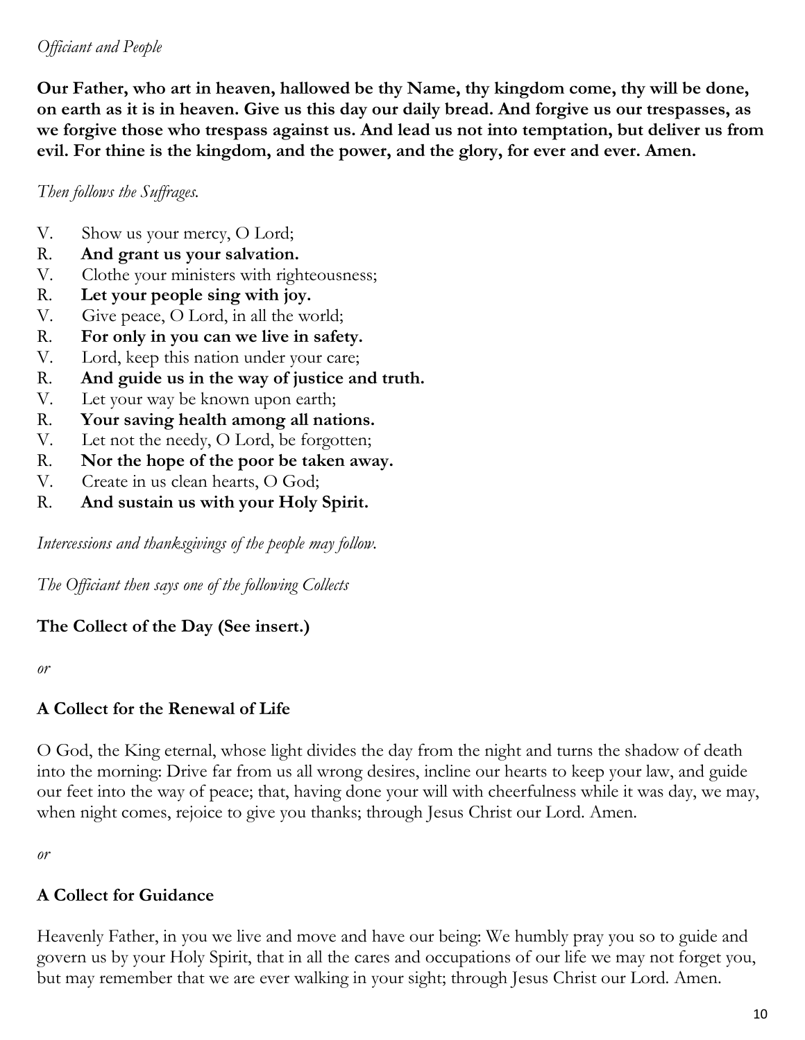*Officiant and People*

**Our Father, who art in heaven, hallowed be thy Name, thy kingdom come, thy will be done, on earth as it is in heaven. Give us this day our daily bread. And forgive us our trespasses, as we forgive those who trespass against us. And lead us not into temptation, but deliver us from evil. For thine is the kingdom, and the power, and the glory, for ever and ever. Amen.**

*Then follows the Suffrages.*

V. Show us your mercy, O Lord;
R. **And grant us your salvation.**
V. Clothe your ministers with righteousness;
R. **Let your people sing with joy.**
V. Give peace, O Lord, in all the world;
R. **For only in you can we live in safety.**
V. Lord, keep this nation under your care;
R. **And guide us in the way of justice and truth.**
V. Let your way be known upon earth;
R. **Your saving health among all nations.**
V. Let not the needy, O Lord, be forgotten;
R. **Nor the hope of the poor be taken away.**
V. Create in us clean hearts, O God;
R. **And sustain us with your Holy Spirit.**

*Intercessions and thanksgivings of the people may follow.*

*The Officiant then says one of the following Collects*

**The Collect of the Day (See insert.)**

*or*

**A Collect for the Renewal of Life**

O God, the King eternal, whose light divides the day from the night and turns the shadow of death into the morning: Drive far from us all wrong desires, incline our hearts to keep your law, and guide our feet into the way of peace; that, having done your will with cheerfulness while it was day, we may, when night comes, rejoice to give you thanks; through Jesus Christ our Lord. Amen.

*or*

**A Collect for Guidance**

Heavenly Father, in you we live and move and have our being: We humbly pray you so to guide and govern us by your Holy Spirit, that in all the cares and occupations of our life we may not forget you, but may remember that we are ever walking in your sight; through Jesus Christ our Lord. Amen.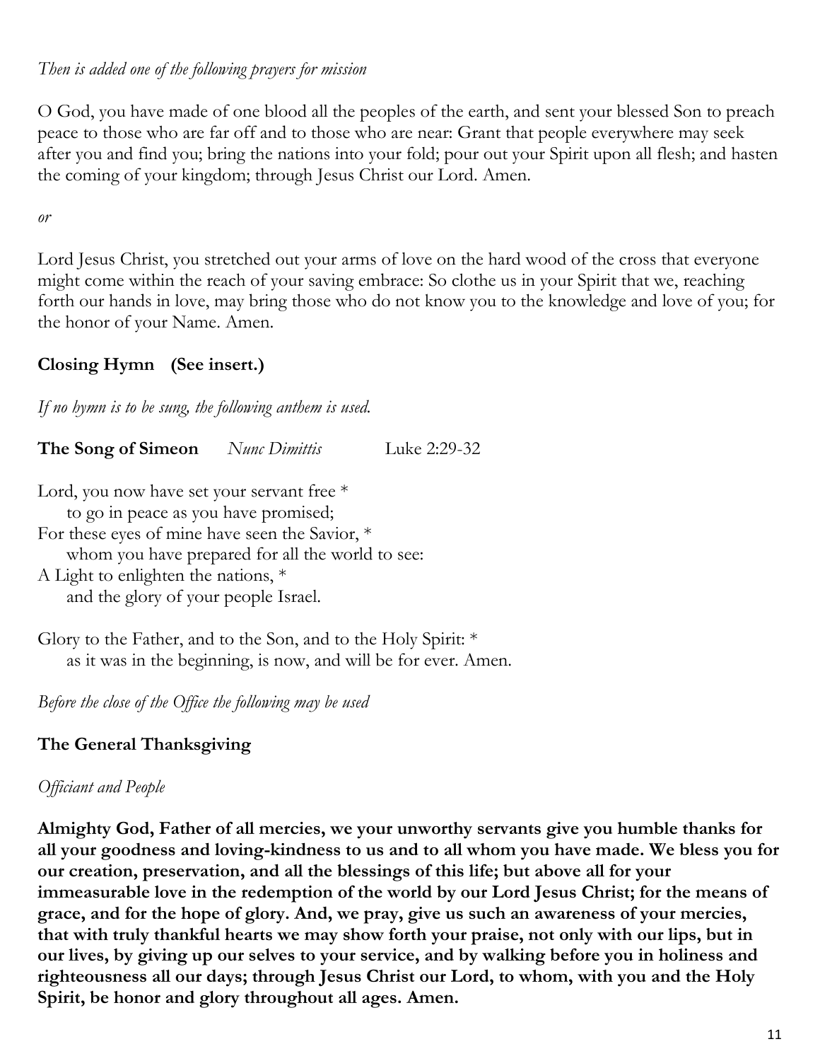*Then is added one of the following prayers for mission*

O God, you have made of one blood all the peoples of the earth, and sent your blessed Son to preach peace to those who are far off and to those who are near: Grant that people everywhere may seek after you and find you; bring the nations into your fold; pour out your Spirit upon all flesh; and hasten the coming of your kingdom; through Jesus Christ our Lord. Amen.

*or*

Lord Jesus Christ, you stretched out your arms of love on the hard wood of the cross that everyone might come within the reach of your saving embrace: So clothe us in your Spirit that we, reaching forth our hands in love, may bring those who do not know you to the knowledge and love of you; for the honor of your Name. Amen.

**Closing Hymn (See insert.)**

*If no hymn is to be sung, the following anthem is used.*

**The Song of Simeon** *Nunc Dimittis* Luke 2:29-32

Lord, you now have set your servant free *
&nbsp;&nbsp;&nbsp;&nbsp;to go in peace as you have promised;
For these eyes of mine have seen the Savior, *
&nbsp;&nbsp;&nbsp;&nbsp;whom you have prepared for all the world to see:
A Light to enlighten the nations, *
&nbsp;&nbsp;&nbsp;&nbsp;and the glory of your people Israel.

Glory to the Father, and to the Son, and to the Holy Spirit: *
&nbsp;&nbsp;&nbsp;&nbsp;as it was in the beginning, is now, and will be for ever. Amen.

*Before the close of the Office the following may be used*

**The General Thanksgiving**

*Officiant and People*

**Almighty God, Father of all mercies, we your unworthy servants give you humble thanks for all your goodness and loving-kindness to us and to all whom you have made. We bless you for our creation, preservation, and all the blessings of this life; but above all for your immeasurable love in the redemption of the world by our Lord Jesus Christ; for the means of grace, and for the hope of glory. And, we pray, give us such an awareness of your mercies, that with truly thankful hearts we may show forth your praise, not only with our lips, but in our lives, by giving up our selves to your service, and by walking before you in holiness and righteousness all our days; through Jesus Christ our Lord, to whom, with you and the Holy Spirit, be honor and glory throughout all ages. Amen.**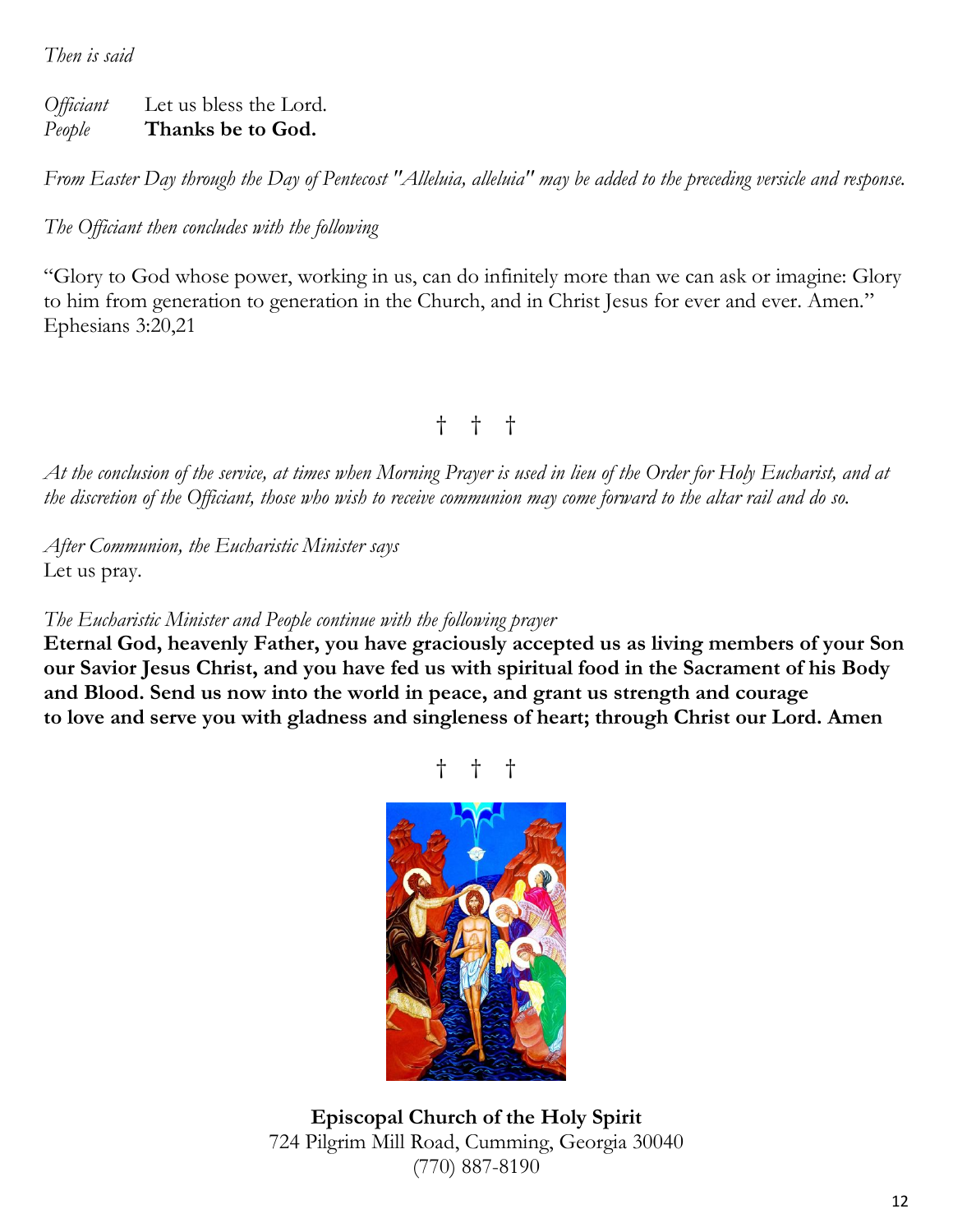*Then is said*

*Officiant* Let us bless the Lord.
*People* **Thanks be to God.**

*From Easter Day through the Day of Pentecost "Alleluia, alleluia" may be added to the preceding versicle and response.*

*The Officiant then concludes with the following*

"Glory to God whose power, working in us, can do infinitely more than we can ask or imagine: Glory to him from generation to generation in the Church, and in Christ Jesus for ever and ever. Amen." Ephesians 3:20,21

† † †

*At the conclusion of the service, at times when Morning Prayer is used in lieu of the Order for Holy Eucharist, and at the discretion of the Officiant, those who wish to receive communion may come forward to the altar rail and do so.*

*After Communion, the Eucharistic Minister says*
Let us pray.

*The Eucharistic Minister and People continue with the following prayer*
**Eternal God, heavenly Father, you have graciously accepted us as living members of your Son our Savior Jesus Christ, and you have fed us with spiritual food in the Sacrament of his Body and Blood. Send us now into the world in peace, and grant us strength and courage to love and serve you with gladness and singleness of heart; through Christ our Lord. Amen**

† † †

**Episcopal Church of the Holy Spirit**
724 Pilgrim Mill Road, Cumming, Georgia 30040
(770) 887-8190